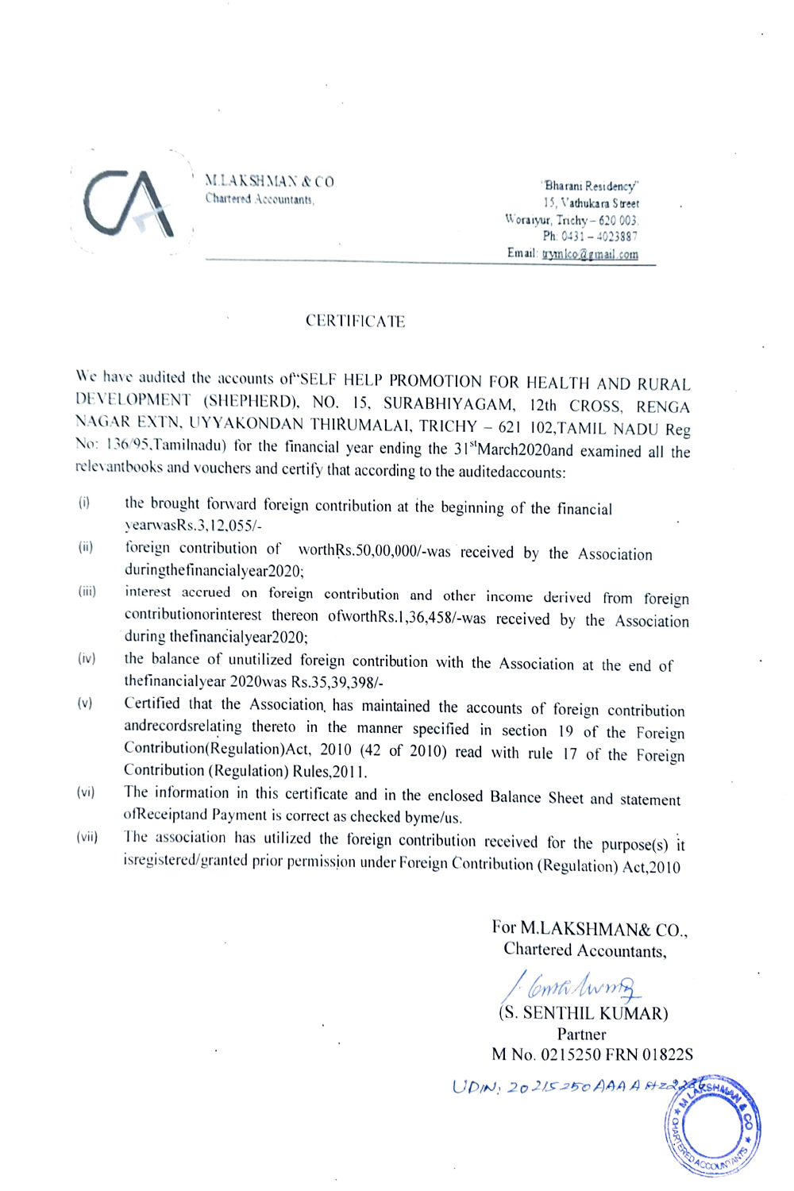M.LAKSHMAN & CO
Chartered Accountants,

"Bharani Residency"
15, Vathukara Street
Woraiyur, Trichy – 620 003.
Ph: 0431 – 4023887
Email: trymlco@gmail.com

# CERTIFICATE

We have audited the accounts of"SELF HELP PROMOTION FOR HEALTH AND RURAL DEVELOPMENT (SHEPHERD), NO. 15, SURABHIYAGAM, 12th CROSS, RENGA NAGAR EXTN, UYYAKONDAN THIRUMALAI, TRICHY – 621 102,TAMIL NADU Reg No: 136/95,Tamilnadu) for the financial year ending the 31st March2020and examined all the relevantbooks and vouchers and certify that according to the auditedaccounts:

(i) the brought forward foreign contribution at the beginning of the financial yearwasRs.3,12,055/-

(ii) foreign contribution of worthRs.50,00,000/-was received by the Association duringthefinancialyear2020;

(iii) interest accrued on foreign contribution and other income derived from foreign contributionorinterest thereon ofworthRs.1,36,458/-was received by the Association during thefinancialyear2020;

(iv) the balance of unutilized foreign contribution with the Association at the end of thefinancialyear 2020was Rs.35,39,398/-

(v) Certified that the Association has maintained the accounts of foreign contribution andrecordsrelating thereto in the manner specified in section 19 of the Foreign Contribution(Regulation)Act, 2010 (42 of 2010) read with rule 17 of the Foreign Contribution (Regulation) Rules,2011.

(vi) The information in this certificate and in the enclosed Balance Sheet and statement ofReceiptand Payment is correct as checked byme/us.

(vii) The association has utilized the foreign contribution received for the purpose(s) it isregistered/granted prior permission under Foreign Contribution (Regulation) Act,2010

For M.LAKSHMAN& CO.,
Chartered Accountants,

(S. SENTHIL KUMAR)
Partner
M No. 0215250 FRN 01822S

UDIN: 20215250AAAA...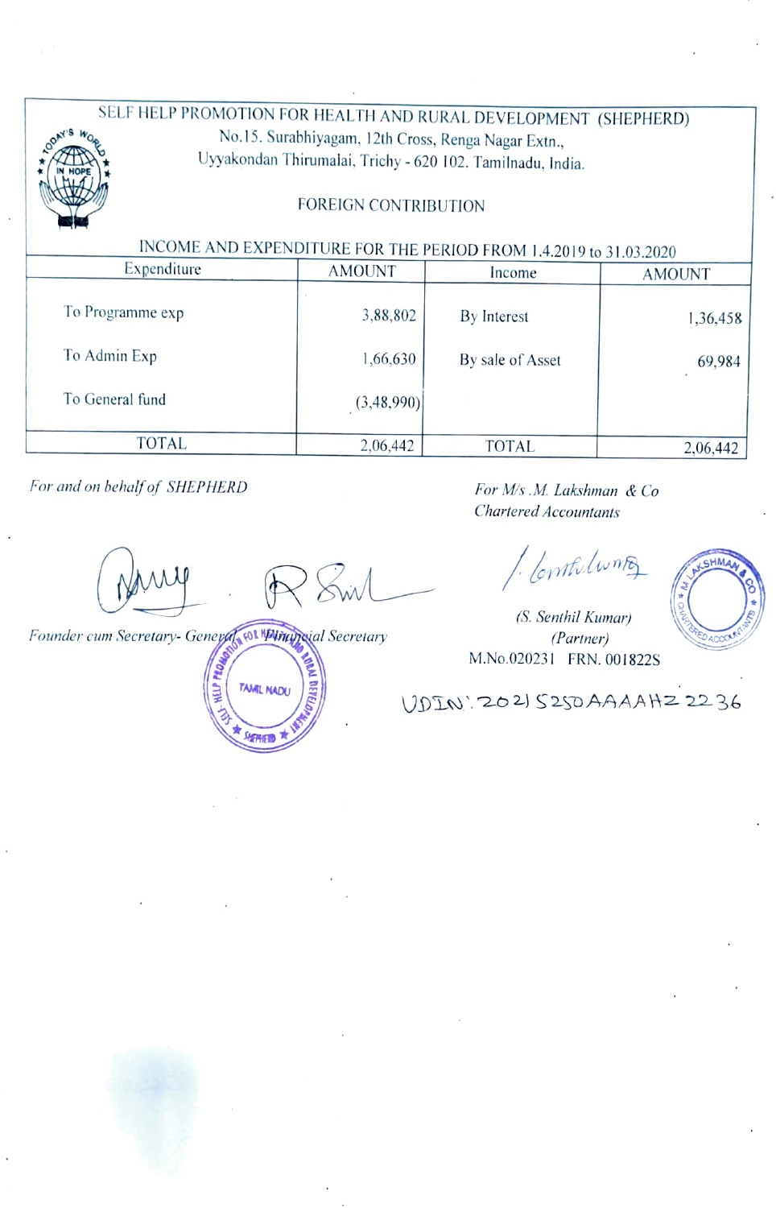# SELF HELP PROMOTION FOR HEALTH AND RURAL DEVELOPMENT (SHEPHERD)

No.15. Surabhiyagam, 12th Cross, Renga Nagar Extn.,
Uyyakondan Thirumalai, Trichy - 620 102. Tamilnadu, India.

## FOREIGN CONTRIBUTION

### INCOME AND EXPENDITURE FOR THE PERIOD FROM 1.4.2019 to 31.03.2020

| Expenditure | AMOUNT | Income | AMOUNT |
|---|---|---|---|
| To Programme exp | 3,88,802 | By Interest | 1,36,458 |
| To Admin Exp | 1,66,630 | By sale of Asset | 69,984 |
| To General fund | (3,48,990) | | |
| TOTAL | 2,06,442 | TOTAL | 2,06,442 |

*For and on behalf of SHEPHERD*

Founder cum Secretary- General &nbsp;&nbsp;&nbsp;&nbsp; Financial Secretary

*For M/s .M. Lakshman & Co*
*Chartered Accountants*

(S. Senthil Kumar)
(Partner)
M.No.020231 FRN. 001822S

UDIN: 20215250AAAAHZ2236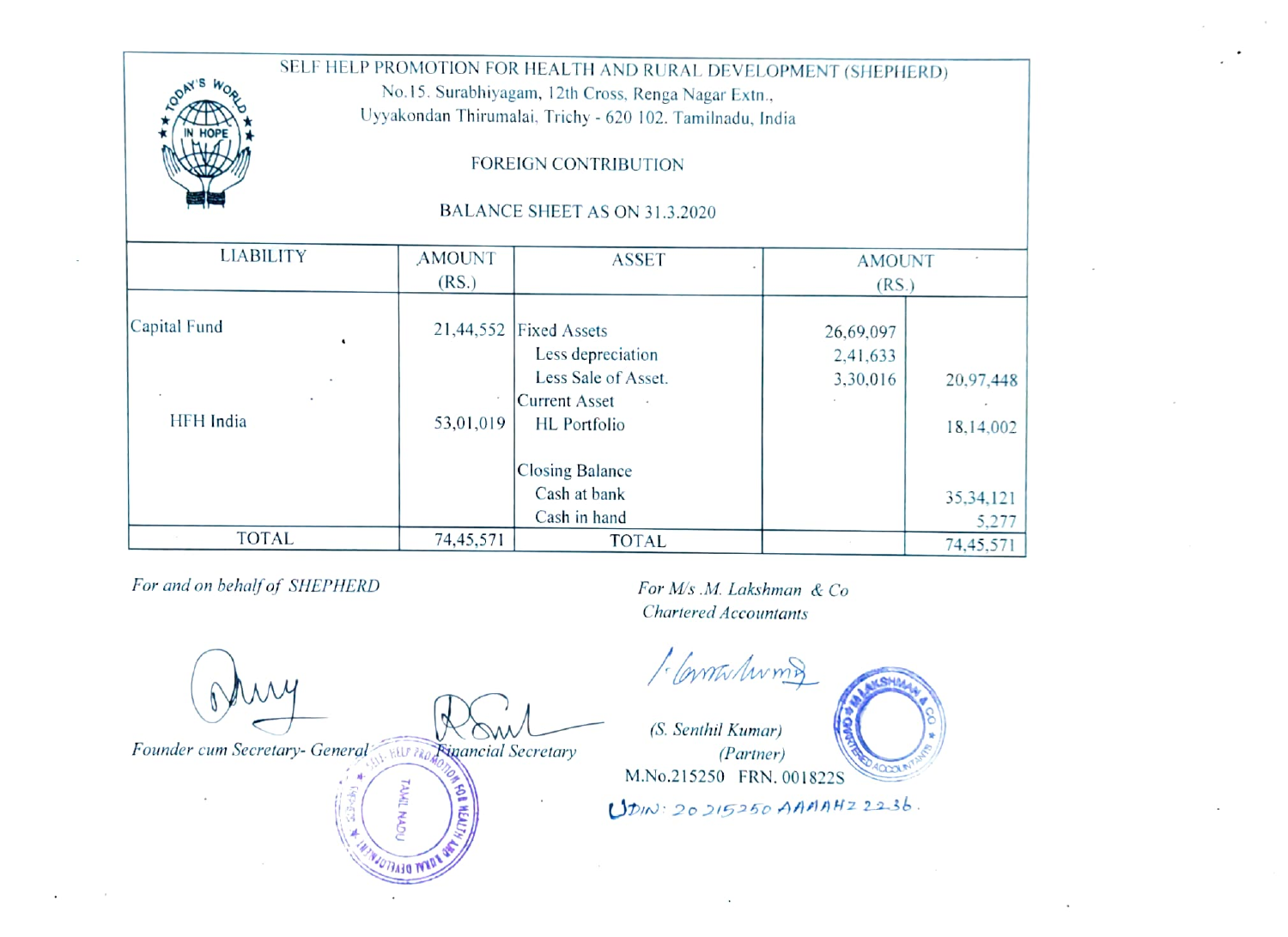SELF HELP PROMOTION FOR HEALTH AND RURAL DEVELOPMENT (SHEPHERD)
No.15. Surabhiyagam, 12th Cross, Renga Nagar Extn.,
Uyyakondan Thirumalai, Trichy - 620 102. Tamilnadu, India

FOREIGN CONTRIBUTION

BALANCE SHEET AS ON 31.3.2020

| LIABILITY | AMOUNT (RS.) | ASSET | AMOUNT (RS.) | |
|---|---|---|---|---|
| Capital Fund | 21,44,552 | Fixed Assets | 26,69,097 | |
| | | Less depreciation | 2,41,633 | |
| | | Less Sale of Asset. | 3,30,016 | 20,97,448 |
| | | Current Asset | | |
| HFH India | 53,01,019 | HL Portfolio | | 18,14,002 |
| | | Closing Balance | | |
| | | Cash at bank | | 35,34,121 |
| | | Cash in hand | | 5,277 |
| TOTAL | 74,45,571 | TOTAL | | 74,45,571 |

*For and on behalf of SHEPHERD*

Founder cum Secretary- General

Financial Secretary

*For M/s .M. Lakshman & Co*
*Chartered Accountants*

(S. Senthil Kumar)
(Partner)
M.No.215250 FRN. 001822S

UDIN: 20215250AAAAHZ2236.